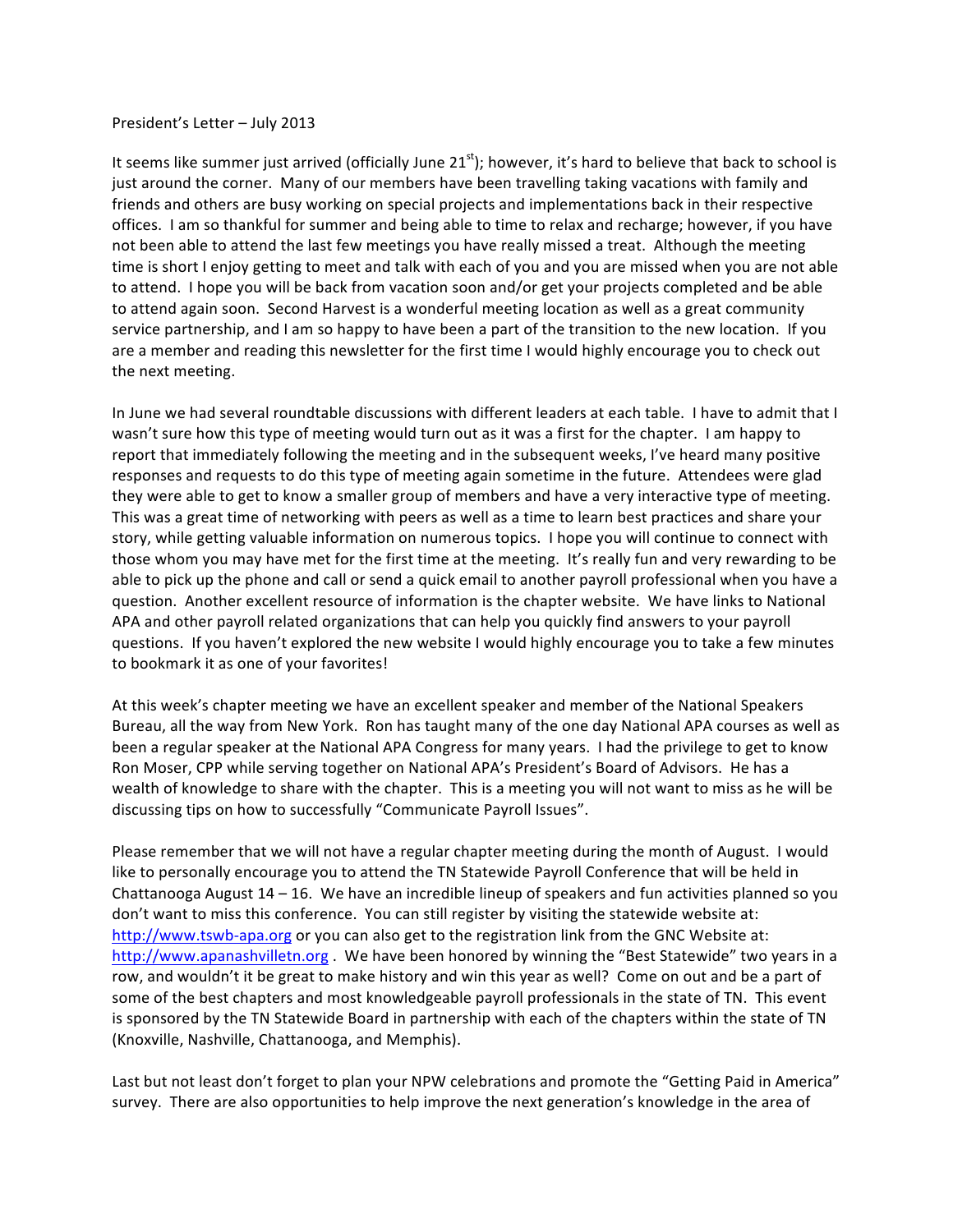President's Letter – July 2013

It seems like summer just arrived (officially June 21st); however, it's hard to believe that back to school is just around the corner. Many of our members have been travelling taking vacations with family and friends and others are busy working on special projects and implementations back in their respective offices. I am so thankful for summer and being able to time to relax and recharge; however, if you have not been able to attend the last few meetings you have really missed a treat. Although the meeting time is short I enjoy getting to meet and talk with each of you and you are missed when you are not able to attend. I hope you will be back from vacation soon and/or get your projects completed and be able to attend again soon. Second Harvest is a wonderful meeting location as well as a great community service partnership, and I am so happy to have been a part of the transition to the new location. If you are a member and reading this newsletter for the first time I would highly encourage you to check out the next meeting.

In June we had several roundtable discussions with different leaders at each table. I have to admit that I wasn't sure how this type of meeting would turn out as it was a first for the chapter. I am happy to report that immediately following the meeting and in the subsequent weeks, I've heard many positive responses and requests to do this type of meeting again sometime in the future. Attendees were glad they were able to get to know a smaller group of members and have a very interactive type of meeting. This was a great time of networking with peers as well as a time to learn best practices and share your story, while getting valuable information on numerous topics. I hope you will continue to connect with those whom you may have met for the first time at the meeting. It's really fun and very rewarding to be able to pick up the phone and call or send a quick email to another payroll professional when you have a question. Another excellent resource of information is the chapter website. We have links to National APA and other payroll related organizations that can help you quickly find answers to your payroll questions. If you haven't explored the new website I would highly encourage you to take a few minutes to bookmark it as one of your favorites!

At this week's chapter meeting we have an excellent speaker and member of the National Speakers Bureau, all the way from New York. Ron has taught many of the one day National APA courses as well as been a regular speaker at the National APA Congress for many years. I had the privilege to get to know Ron Moser, CPP while serving together on National APA's President's Board of Advisors. He has a wealth of knowledge to share with the chapter. This is a meeting you will not want to miss as he will be discussing tips on how to successfully "Communicate Payroll Issues".

Please remember that we will not have a regular chapter meeting during the month of August. I would like to personally encourage you to attend the TN Statewide Payroll Conference that will be held in Chattanooga August 14 – 16. We have an incredible lineup of speakers and fun activities planned so you don't want to miss this conference. You can still register by visiting the statewide website at: http://www.tswb-apa.org or you can also get to the registration link from the GNC Website at: http://www.apanashvilletn.org . We have been honored by winning the "Best Statewide" two years in a row, and wouldn't it be great to make history and win this year as well? Come on out and be a part of some of the best chapters and most knowledgeable payroll professionals in the state of TN. This event is sponsored by the TN Statewide Board in partnership with each of the chapters within the state of TN (Knoxville, Nashville, Chattanooga, and Memphis).

Last but not least don't forget to plan your NPW celebrations and promote the "Getting Paid in America" survey. There are also opportunities to help improve the next generation's knowledge in the area of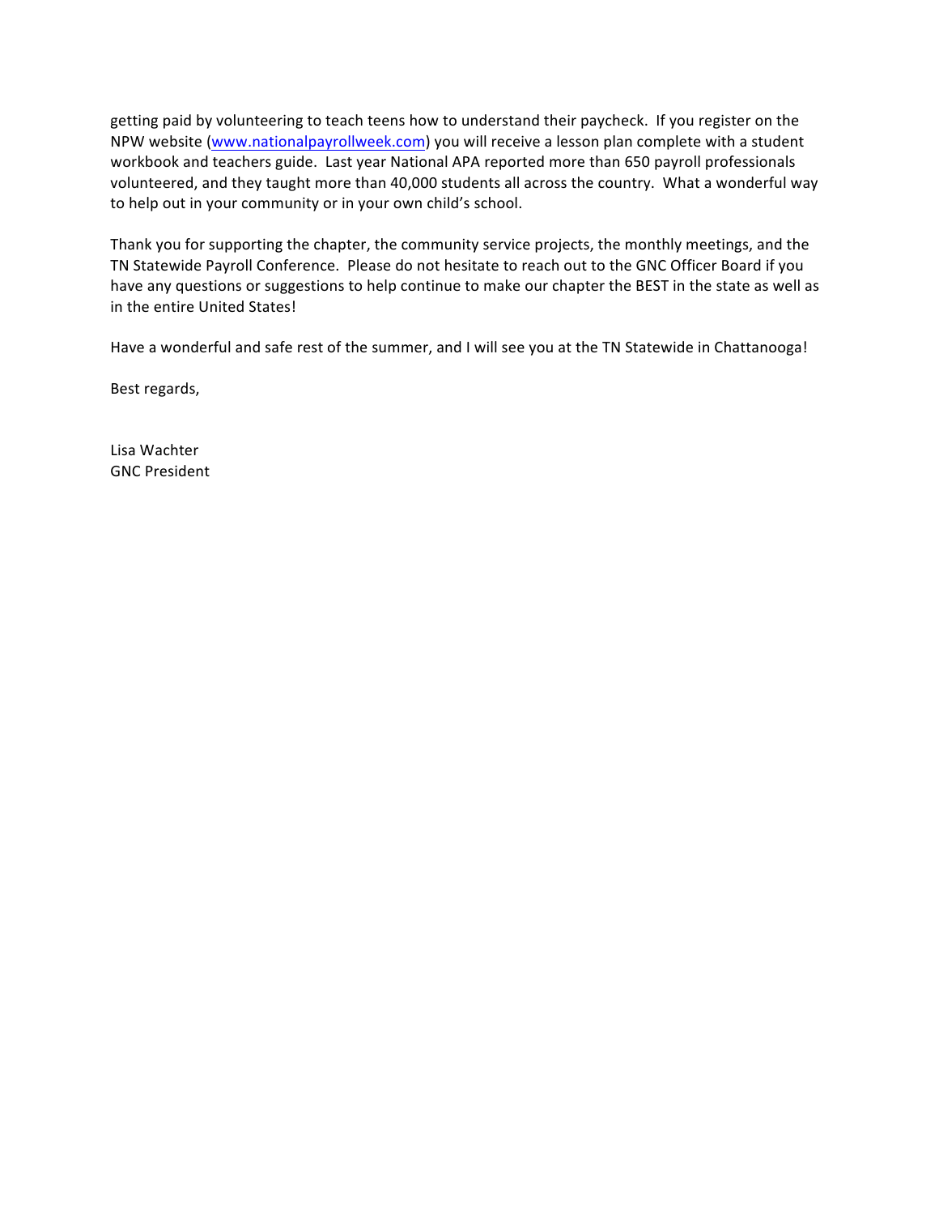getting paid by volunteering to teach teens how to understand their paycheck. If you register on the NPW website ([www.nationalpayrollweek.com](http://www.nationalpayrollweek.com)) you will receive a lesson plan complete with a student workbook and teachers guide. Last year National APA reported more than 650 payroll professionals volunteered, and they taught more than 40,000 students all across the country. What a wonderful way to help out in your community or in your own child's school.

Thank you for supporting the chapter, the community service projects, the monthly meetings, and the TN Statewide Payroll Conference. Please do not hesitate to reach out to the GNC Officer Board if you have any questions or suggestions to help continue to make our chapter the BEST in the state as well as in the entire United States!

Have a wonderful and safe rest of the summer, and I will see you at the TN Statewide in Chattanooga!

Best regards,

Lisa Wachter
GNC President